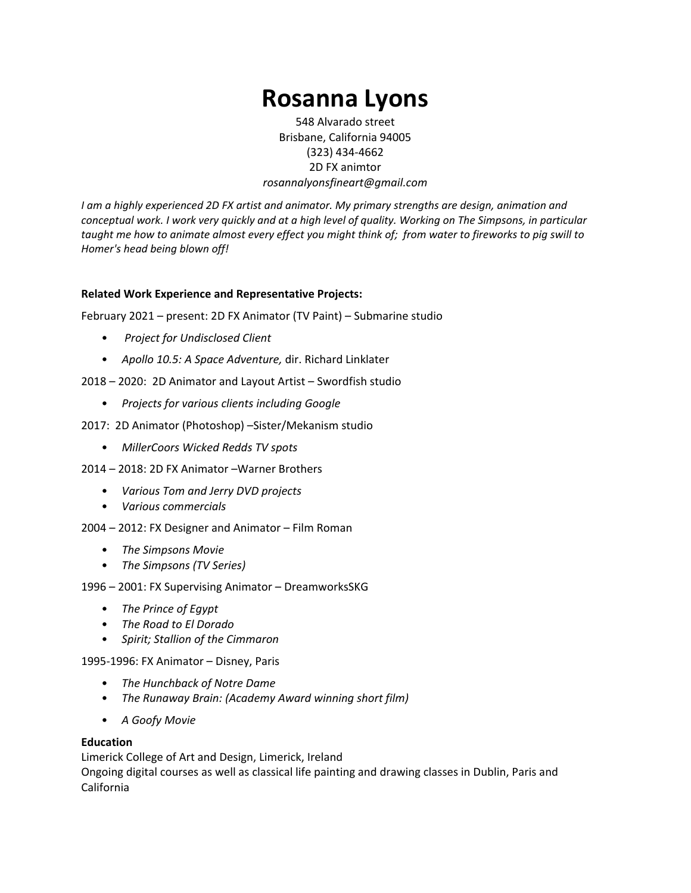# Rosanna Lyons

548 Alvarado street
Brisbane, California 94005
(323) 434-4662
2D FX animtor
*rosannalyonsfineart@gmail.com*

*I am a highly experienced 2D FX artist and animator. My primary strengths are design, animation and conceptual work. I work very quickly and at a high level of quality. Working on The Simpsons, in particular taught me how to animate almost every effect you might think of; from water to fireworks to pig swill to Homer's head being blown off!*

**Related Work Experience and Representative Projects:**

February 2021 – present: 2D FX Animator (TV Paint) – Submarine studio

- *Project for Undisclosed Client*
- *Apollo 10.5: A Space Adventure,* dir. Richard Linklater

2018 – 2020: 2D Animator and Layout Artist – Swordfish studio

- *Projects for various clients including Google*

2017: 2D Animator (Photoshop) –Sister/Mekanism studio

- *MillerCoors Wicked Redds TV spots*

2014 – 2018: 2D FX Animator –Warner Brothers

- *Various Tom and Jerry DVD projects*
- *Various commercials*

2004 – 2012: FX Designer and Animator – Film Roman

- *The Simpsons Movie*
- *The Simpsons (TV Series)*

1996 – 2001: FX Supervising Animator – DreamworksSKG

- *The Prince of Egypt*
- *The Road to El Dorado*
- *Spirit; Stallion of the Cimmaron*

1995-1996: FX Animator – Disney, Paris

- *The Hunchback of Notre Dame*
- *The Runaway Brain: (Academy Award winning short film)*
- *A Goofy Movie*

**Education**

Limerick College of Art and Design, Limerick, Ireland
Ongoing digital courses as well as classical life painting and drawing classes in Dublin, Paris and California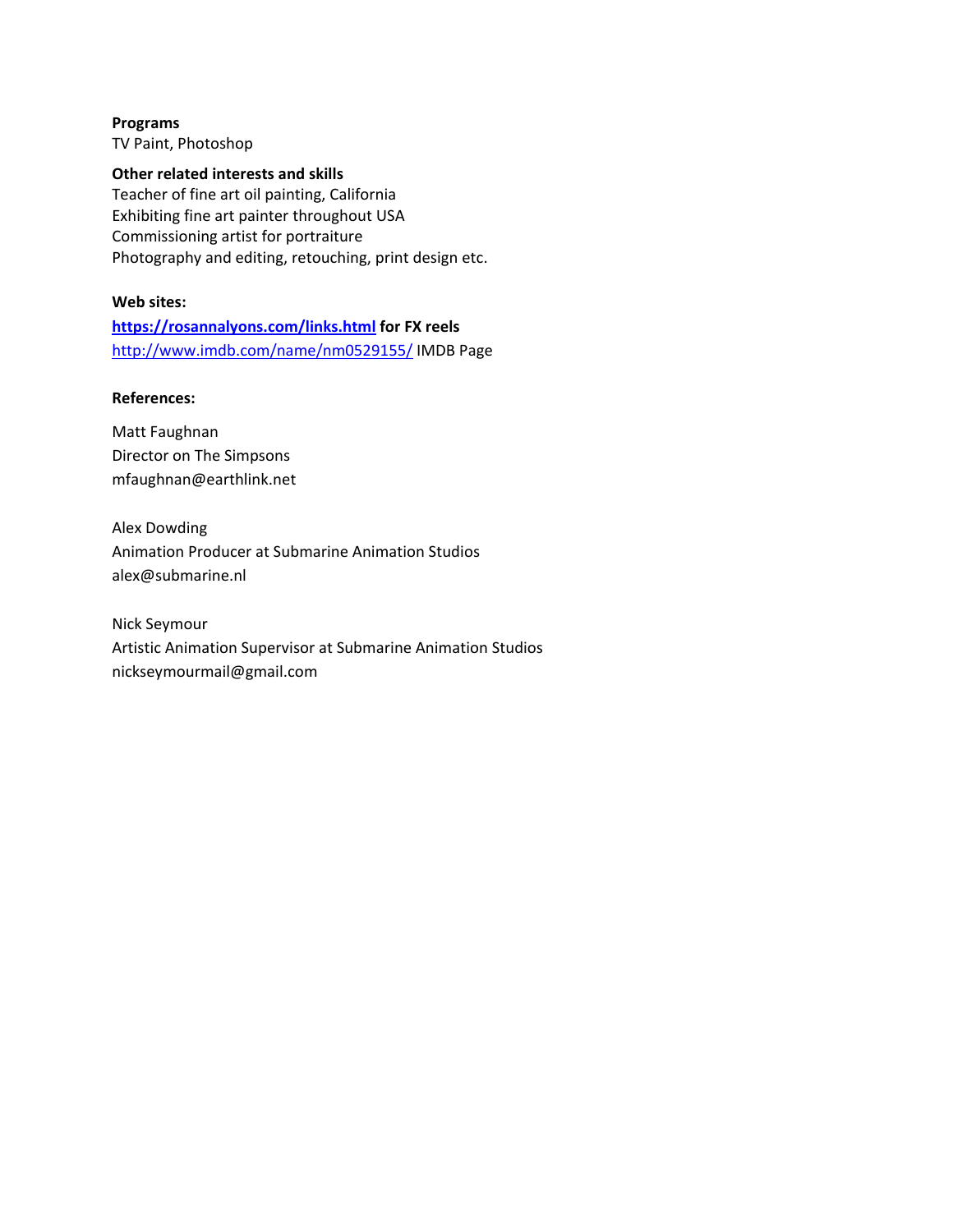**Programs**
TV Paint, Photoshop

**Other related interests and skills**
Teacher of fine art oil painting, California
Exhibiting fine art painter throughout USA
Commissioning artist for portraiture
Photography and editing, retouching, print design etc.

**Web sites:**
**[https://rosannalyons.com/links.html](https://rosannalyons.com/links.html) for FX reels**
[http://www.imdb.com/name/nm0529155/](http://www.imdb.com/name/nm0529155/) IMDB Page

**References:**

Matt Faughnan
Director on The Simpsons
mfaughnan@earthlink.net

Alex Dowding
Animation Producer at Submarine Animation Studios
alex@submarine.nl

Nick Seymour
Artistic Animation Supervisor at Submarine Animation Studios
nickseymourmail@gmail.com